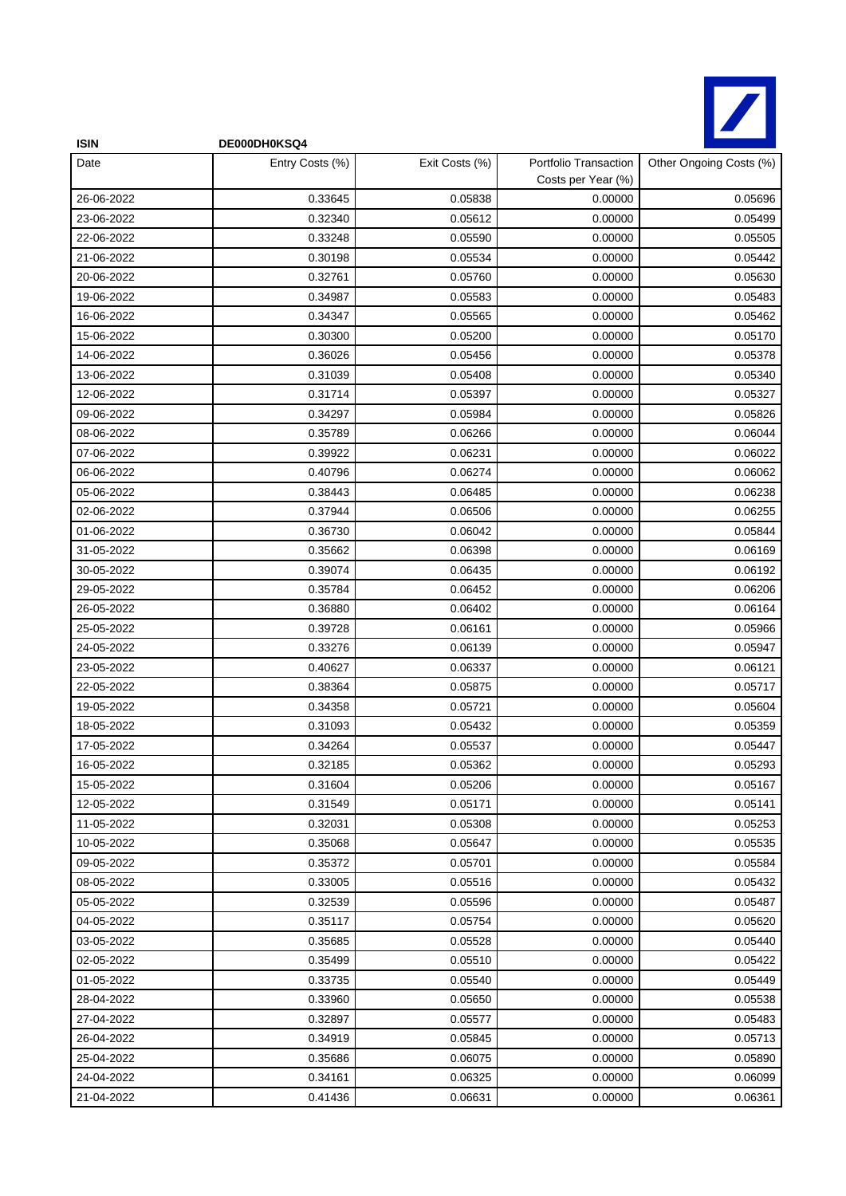**ISIN** DE000DH0KSQ4

| Date | Entry Costs (%) | Exit Costs (%) | Portfolio Transaction Costs per Year (%) | Other Ongoing Costs (%) |
|---|---|---|---|---|
| 26-06-2022 | 0.33645 | 0.05838 | 0.00000 | 0.05696 |
| 23-06-2022 | 0.32340 | 0.05612 | 0.00000 | 0.05499 |
| 22-06-2022 | 0.33248 | 0.05590 | 0.00000 | 0.05505 |
| 21-06-2022 | 0.30198 | 0.05534 | 0.00000 | 0.05442 |
| 20-06-2022 | 0.32761 | 0.05760 | 0.00000 | 0.05630 |
| 19-06-2022 | 0.34987 | 0.05583 | 0.00000 | 0.05483 |
| 16-06-2022 | 0.34347 | 0.05565 | 0.00000 | 0.05462 |
| 15-06-2022 | 0.30300 | 0.05200 | 0.00000 | 0.05170 |
| 14-06-2022 | 0.36026 | 0.05456 | 0.00000 | 0.05378 |
| 13-06-2022 | 0.31039 | 0.05408 | 0.00000 | 0.05340 |
| 12-06-2022 | 0.31714 | 0.05397 | 0.00000 | 0.05327 |
| 09-06-2022 | 0.34297 | 0.05984 | 0.00000 | 0.05826 |
| 08-06-2022 | 0.35789 | 0.06266 | 0.00000 | 0.06044 |
| 07-06-2022 | 0.39922 | 0.06231 | 0.00000 | 0.06022 |
| 06-06-2022 | 0.40796 | 0.06274 | 0.00000 | 0.06062 |
| 05-06-2022 | 0.38443 | 0.06485 | 0.00000 | 0.06238 |
| 02-06-2022 | 0.37944 | 0.06506 | 0.00000 | 0.06255 |
| 01-06-2022 | 0.36730 | 0.06042 | 0.00000 | 0.05844 |
| 31-05-2022 | 0.35662 | 0.06398 | 0.00000 | 0.06169 |
| 30-05-2022 | 0.39074 | 0.06435 | 0.00000 | 0.06192 |
| 29-05-2022 | 0.35784 | 0.06452 | 0.00000 | 0.06206 |
| 26-05-2022 | 0.36880 | 0.06402 | 0.00000 | 0.06164 |
| 25-05-2022 | 0.39728 | 0.06161 | 0.00000 | 0.05966 |
| 24-05-2022 | 0.33276 | 0.06139 | 0.00000 | 0.05947 |
| 23-05-2022 | 0.40627 | 0.06337 | 0.00000 | 0.06121 |
| 22-05-2022 | 0.38364 | 0.05875 | 0.00000 | 0.05717 |
| 19-05-2022 | 0.34358 | 0.05721 | 0.00000 | 0.05604 |
| 18-05-2022 | 0.31093 | 0.05432 | 0.00000 | 0.05359 |
| 17-05-2022 | 0.34264 | 0.05537 | 0.00000 | 0.05447 |
| 16-05-2022 | 0.32185 | 0.05362 | 0.00000 | 0.05293 |
| 15-05-2022 | 0.31604 | 0.05206 | 0.00000 | 0.05167 |
| 12-05-2022 | 0.31549 | 0.05171 | 0.00000 | 0.05141 |
| 11-05-2022 | 0.32031 | 0.05308 | 0.00000 | 0.05253 |
| 10-05-2022 | 0.35068 | 0.05647 | 0.00000 | 0.05535 |
| 09-05-2022 | 0.35372 | 0.05701 | 0.00000 | 0.05584 |
| 08-05-2022 | 0.33005 | 0.05516 | 0.00000 | 0.05432 |
| 05-05-2022 | 0.32539 | 0.05596 | 0.00000 | 0.05487 |
| 04-05-2022 | 0.35117 | 0.05754 | 0.00000 | 0.05620 |
| 03-05-2022 | 0.35685 | 0.05528 | 0.00000 | 0.05440 |
| 02-05-2022 | 0.35499 | 0.05510 | 0.00000 | 0.05422 |
| 01-05-2022 | 0.33735 | 0.05540 | 0.00000 | 0.05449 |
| 28-04-2022 | 0.33960 | 0.05650 | 0.00000 | 0.05538 |
| 27-04-2022 | 0.32897 | 0.05577 | 0.00000 | 0.05483 |
| 26-04-2022 | 0.34919 | 0.05845 | 0.00000 | 0.05713 |
| 25-04-2022 | 0.35686 | 0.06075 | 0.00000 | 0.05890 |
| 24-04-2022 | 0.34161 | 0.06325 | 0.00000 | 0.06099 |
| 21-04-2022 | 0.41436 | 0.06631 | 0.00000 | 0.06361 |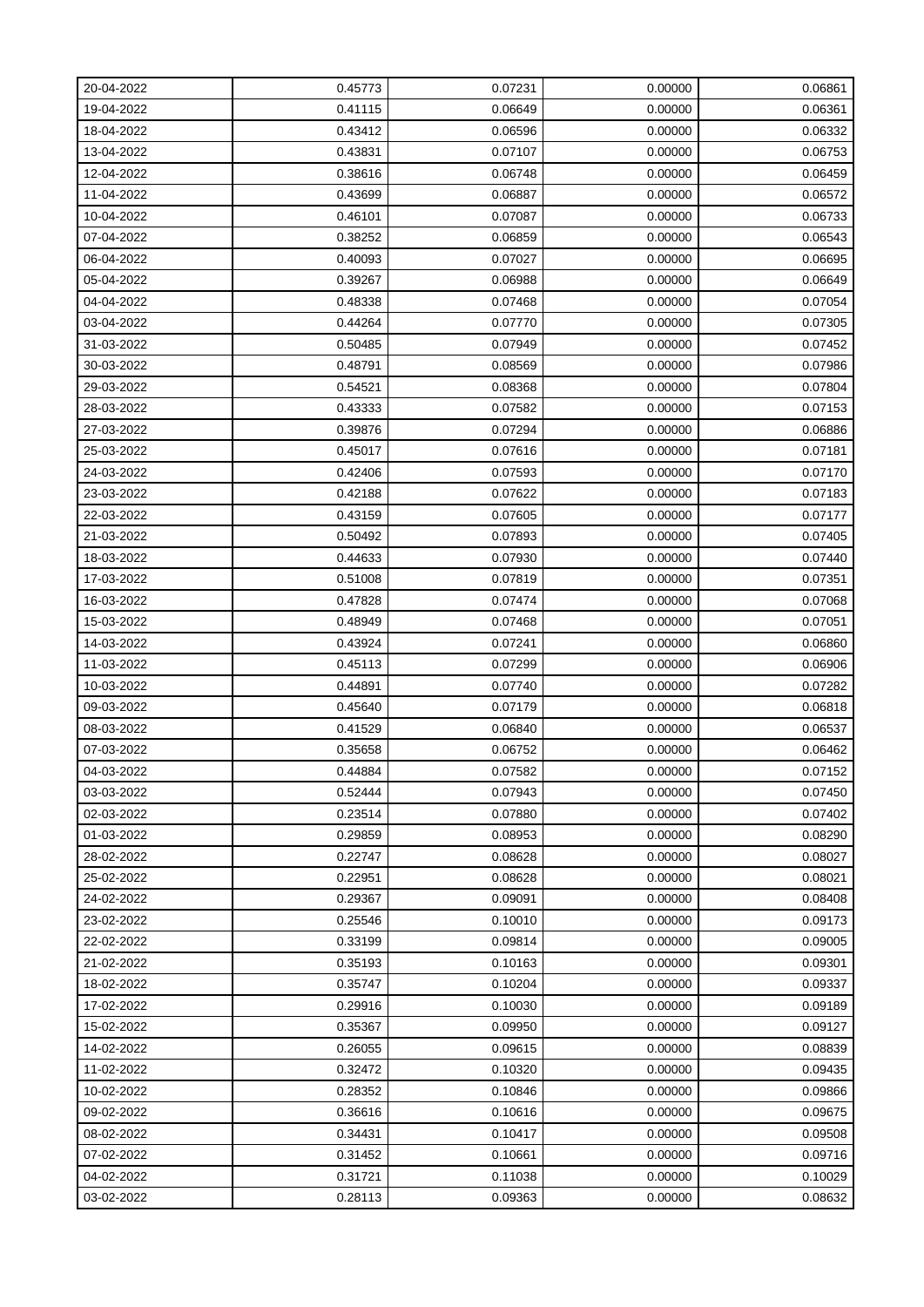| | | | | |
|---|---|---|---|---|
| 20-04-2022 | 0.45773 | 0.07231 | 0.00000 | 0.06861 |
| 19-04-2022 | 0.41115 | 0.06649 | 0.00000 | 0.06361 |
| 18-04-2022 | 0.43412 | 0.06596 | 0.00000 | 0.06332 |
| 13-04-2022 | 0.43831 | 0.07107 | 0.00000 | 0.06753 |
| 12-04-2022 | 0.38616 | 0.06748 | 0.00000 | 0.06459 |
| 11-04-2022 | 0.43699 | 0.06887 | 0.00000 | 0.06572 |
| 10-04-2022 | 0.46101 | 0.07087 | 0.00000 | 0.06733 |
| 07-04-2022 | 0.38252 | 0.06859 | 0.00000 | 0.06543 |
| 06-04-2022 | 0.40093 | 0.07027 | 0.00000 | 0.06695 |
| 05-04-2022 | 0.39267 | 0.06988 | 0.00000 | 0.06649 |
| 04-04-2022 | 0.48338 | 0.07468 | 0.00000 | 0.07054 |
| 03-04-2022 | 0.44264 | 0.07770 | 0.00000 | 0.07305 |
| 31-03-2022 | 0.50485 | 0.07949 | 0.00000 | 0.07452 |
| 30-03-2022 | 0.48791 | 0.08569 | 0.00000 | 0.07986 |
| 29-03-2022 | 0.54521 | 0.08368 | 0.00000 | 0.07804 |
| 28-03-2022 | 0.43333 | 0.07582 | 0.00000 | 0.07153 |
| 27-03-2022 | 0.39876 | 0.07294 | 0.00000 | 0.06886 |
| 25-03-2022 | 0.45017 | 0.07616 | 0.00000 | 0.07181 |
| 24-03-2022 | 0.42406 | 0.07593 | 0.00000 | 0.07170 |
| 23-03-2022 | 0.42188 | 0.07622 | 0.00000 | 0.07183 |
| 22-03-2022 | 0.43159 | 0.07605 | 0.00000 | 0.07177 |
| 21-03-2022 | 0.50492 | 0.07893 | 0.00000 | 0.07405 |
| 18-03-2022 | 0.44633 | 0.07930 | 0.00000 | 0.07440 |
| 17-03-2022 | 0.51008 | 0.07819 | 0.00000 | 0.07351 |
| 16-03-2022 | 0.47828 | 0.07474 | 0.00000 | 0.07068 |
| 15-03-2022 | 0.48949 | 0.07468 | 0.00000 | 0.07051 |
| 14-03-2022 | 0.43924 | 0.07241 | 0.00000 | 0.06860 |
| 11-03-2022 | 0.45113 | 0.07299 | 0.00000 | 0.06906 |
| 10-03-2022 | 0.44891 | 0.07740 | 0.00000 | 0.07282 |
| 09-03-2022 | 0.45640 | 0.07179 | 0.00000 | 0.06818 |
| 08-03-2022 | 0.41529 | 0.06840 | 0.00000 | 0.06537 |
| 07-03-2022 | 0.35658 | 0.06752 | 0.00000 | 0.06462 |
| 04-03-2022 | 0.44884 | 0.07582 | 0.00000 | 0.07152 |
| 03-03-2022 | 0.52444 | 0.07943 | 0.00000 | 0.07450 |
| 02-03-2022 | 0.23514 | 0.07880 | 0.00000 | 0.07402 |
| 01-03-2022 | 0.29859 | 0.08953 | 0.00000 | 0.08290 |
| 28-02-2022 | 0.22747 | 0.08628 | 0.00000 | 0.08027 |
| 25-02-2022 | 0.22951 | 0.08628 | 0.00000 | 0.08021 |
| 24-02-2022 | 0.29367 | 0.09091 | 0.00000 | 0.08408 |
| 23-02-2022 | 0.25546 | 0.10010 | 0.00000 | 0.09173 |
| 22-02-2022 | 0.33199 | 0.09814 | 0.00000 | 0.09005 |
| 21-02-2022 | 0.35193 | 0.10163 | 0.00000 | 0.09301 |
| 18-02-2022 | 0.35747 | 0.10204 | 0.00000 | 0.09337 |
| 17-02-2022 | 0.29916 | 0.10030 | 0.00000 | 0.09189 |
| 15-02-2022 | 0.35367 | 0.09950 | 0.00000 | 0.09127 |
| 14-02-2022 | 0.26055 | 0.09615 | 0.00000 | 0.08839 |
| 11-02-2022 | 0.32472 | 0.10320 | 0.00000 | 0.09435 |
| 10-02-2022 | 0.28352 | 0.10846 | 0.00000 | 0.09866 |
| 09-02-2022 | 0.36616 | 0.10616 | 0.00000 | 0.09675 |
| 08-02-2022 | 0.34431 | 0.10417 | 0.00000 | 0.09508 |
| 07-02-2022 | 0.31452 | 0.10661 | 0.00000 | 0.09716 |
| 04-02-2022 | 0.31721 | 0.11038 | 0.00000 | 0.10029 |
| 03-02-2022 | 0.28113 | 0.09363 | 0.00000 | 0.08632 |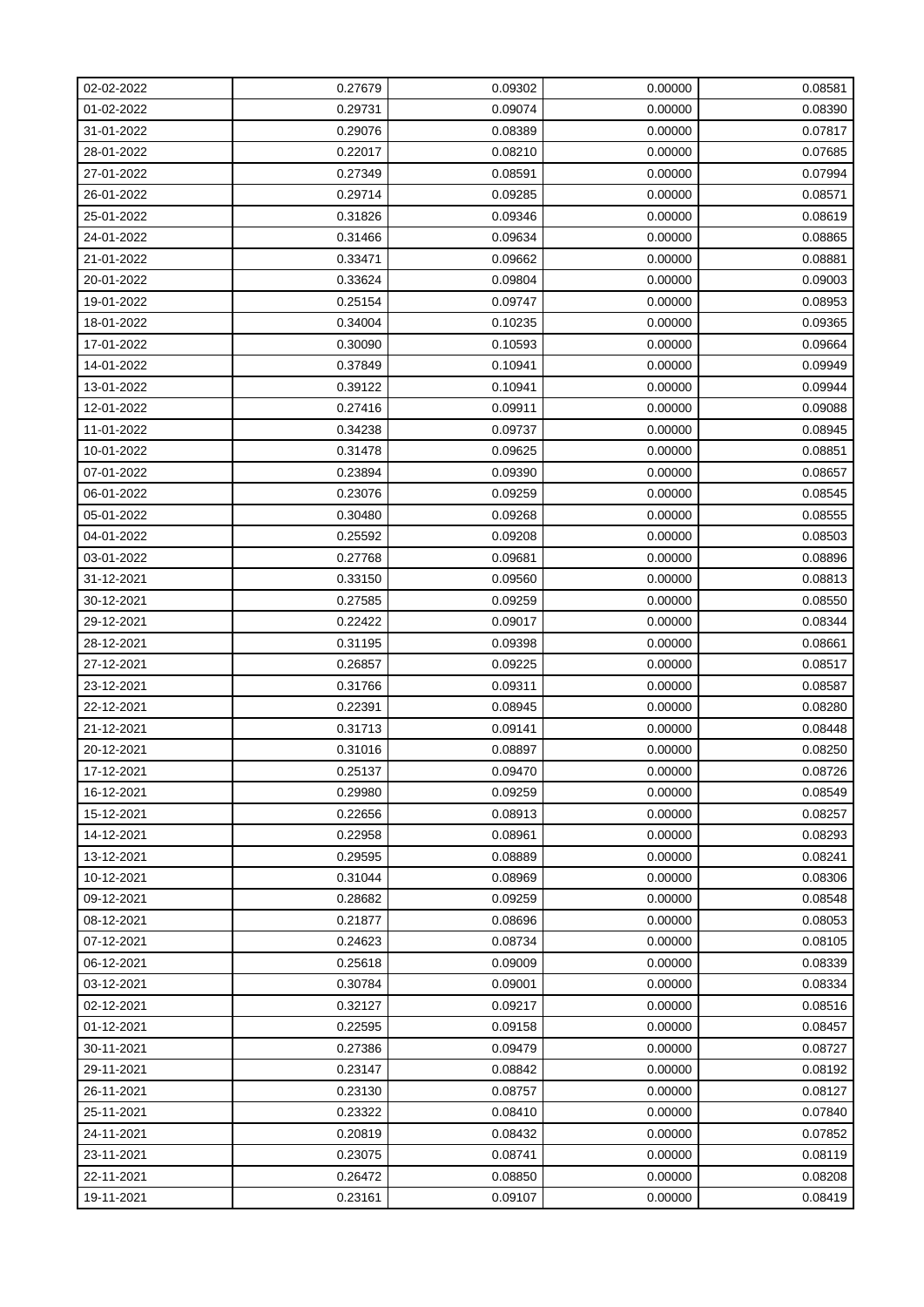| 02-02-2022 | 0.27679 | 0.09302 | 0.00000 | 0.08581 |
|---|---|---|---|---|
| 01-02-2022 | 0.29731 | 0.09074 | 0.00000 | 0.08390 |
| 31-01-2022 | 0.29076 | 0.08389 | 0.00000 | 0.07817 |
| 28-01-2022 | 0.22017 | 0.08210 | 0.00000 | 0.07685 |
| 27-01-2022 | 0.27349 | 0.08591 | 0.00000 | 0.07994 |
| 26-01-2022 | 0.29714 | 0.09285 | 0.00000 | 0.08571 |
| 25-01-2022 | 0.31826 | 0.09346 | 0.00000 | 0.08619 |
| 24-01-2022 | 0.31466 | 0.09634 | 0.00000 | 0.08865 |
| 21-01-2022 | 0.33471 | 0.09662 | 0.00000 | 0.08881 |
| 20-01-2022 | 0.33624 | 0.09804 | 0.00000 | 0.09003 |
| 19-01-2022 | 0.25154 | 0.09747 | 0.00000 | 0.08953 |
| 18-01-2022 | 0.34004 | 0.10235 | 0.00000 | 0.09365 |
| 17-01-2022 | 0.30090 | 0.10593 | 0.00000 | 0.09664 |
| 14-01-2022 | 0.37849 | 0.10941 | 0.00000 | 0.09949 |
| 13-01-2022 | 0.39122 | 0.10941 | 0.00000 | 0.09944 |
| 12-01-2022 | 0.27416 | 0.09911 | 0.00000 | 0.09088 |
| 11-01-2022 | 0.34238 | 0.09737 | 0.00000 | 0.08945 |
| 10-01-2022 | 0.31478 | 0.09625 | 0.00000 | 0.08851 |
| 07-01-2022 | 0.23894 | 0.09390 | 0.00000 | 0.08657 |
| 06-01-2022 | 0.23076 | 0.09259 | 0.00000 | 0.08545 |
| 05-01-2022 | 0.30480 | 0.09268 | 0.00000 | 0.08555 |
| 04-01-2022 | 0.25592 | 0.09208 | 0.00000 | 0.08503 |
| 03-01-2022 | 0.27768 | 0.09681 | 0.00000 | 0.08896 |
| 31-12-2021 | 0.33150 | 0.09560 | 0.00000 | 0.08813 |
| 30-12-2021 | 0.27585 | 0.09259 | 0.00000 | 0.08550 |
| 29-12-2021 | 0.22422 | 0.09017 | 0.00000 | 0.08344 |
| 28-12-2021 | 0.31195 | 0.09398 | 0.00000 | 0.08661 |
| 27-12-2021 | 0.26857 | 0.09225 | 0.00000 | 0.08517 |
| 23-12-2021 | 0.31766 | 0.09311 | 0.00000 | 0.08587 |
| 22-12-2021 | 0.22391 | 0.08945 | 0.00000 | 0.08280 |
| 21-12-2021 | 0.31713 | 0.09141 | 0.00000 | 0.08448 |
| 20-12-2021 | 0.31016 | 0.08897 | 0.00000 | 0.08250 |
| 17-12-2021 | 0.25137 | 0.09470 | 0.00000 | 0.08726 |
| 16-12-2021 | 0.29980 | 0.09259 | 0.00000 | 0.08549 |
| 15-12-2021 | 0.22656 | 0.08913 | 0.00000 | 0.08257 |
| 14-12-2021 | 0.22958 | 0.08961 | 0.00000 | 0.08293 |
| 13-12-2021 | 0.29595 | 0.08889 | 0.00000 | 0.08241 |
| 10-12-2021 | 0.31044 | 0.08969 | 0.00000 | 0.08306 |
| 09-12-2021 | 0.28682 | 0.09259 | 0.00000 | 0.08548 |
| 08-12-2021 | 0.21877 | 0.08696 | 0.00000 | 0.08053 |
| 07-12-2021 | 0.24623 | 0.08734 | 0.00000 | 0.08105 |
| 06-12-2021 | 0.25618 | 0.09009 | 0.00000 | 0.08339 |
| 03-12-2021 | 0.30784 | 0.09001 | 0.00000 | 0.08334 |
| 02-12-2021 | 0.32127 | 0.09217 | 0.00000 | 0.08516 |
| 01-12-2021 | 0.22595 | 0.09158 | 0.00000 | 0.08457 |
| 30-11-2021 | 0.27386 | 0.09479 | 0.00000 | 0.08727 |
| 29-11-2021 | 0.23147 | 0.08842 | 0.00000 | 0.08192 |
| 26-11-2021 | 0.23130 | 0.08757 | 0.00000 | 0.08127 |
| 25-11-2021 | 0.23322 | 0.08410 | 0.00000 | 0.07840 |
| 24-11-2021 | 0.20819 | 0.08432 | 0.00000 | 0.07852 |
| 23-11-2021 | 0.23075 | 0.08741 | 0.00000 | 0.08119 |
| 22-11-2021 | 0.26472 | 0.08850 | 0.00000 | 0.08208 |
| 19-11-2021 | 0.23161 | 0.09107 | 0.00000 | 0.08419 |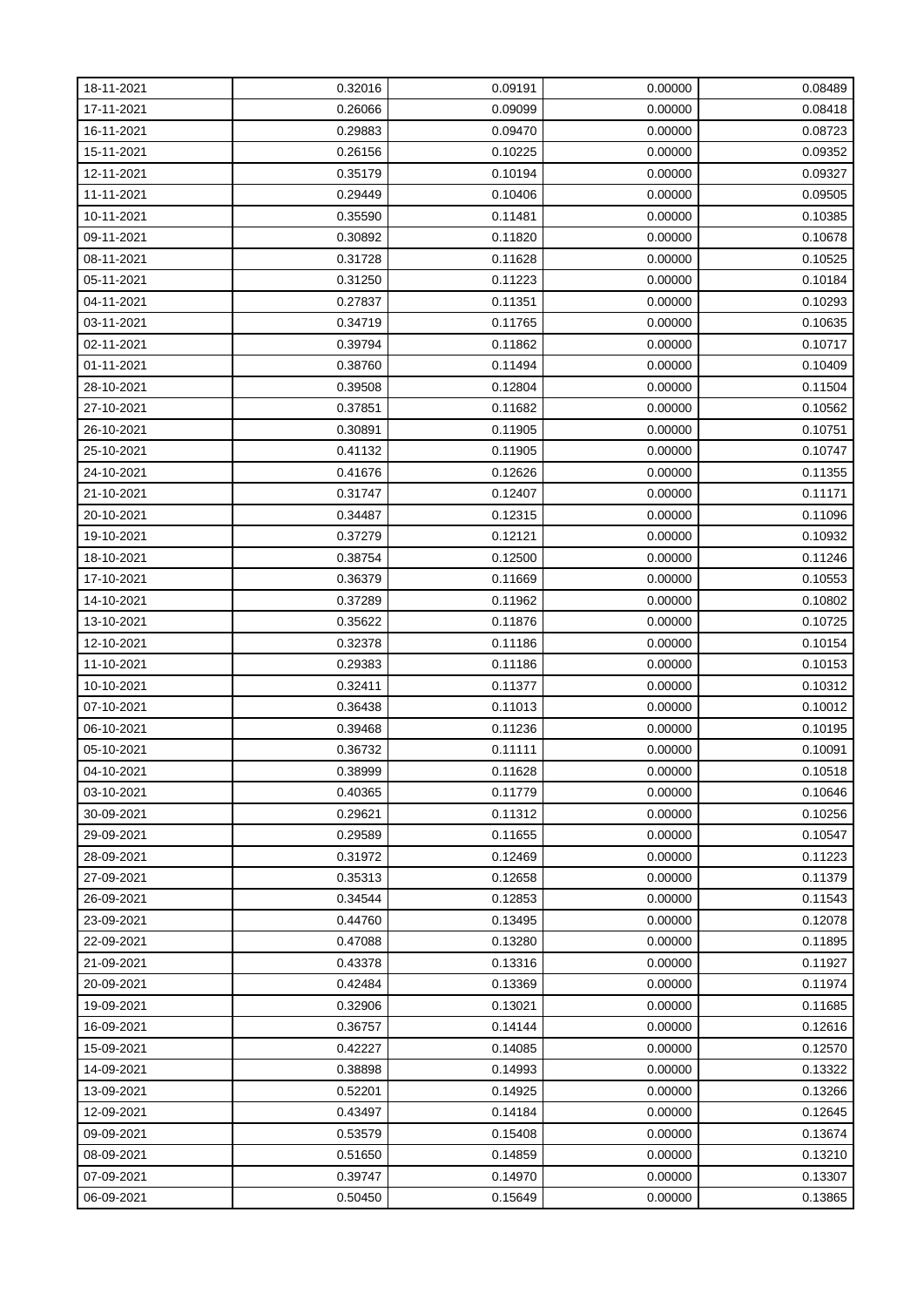| | | | | |
|---|---|---|---|---|
| 18-11-2021 | 0.32016 | 0.09191 | 0.00000 | 0.08489 |
| 17-11-2021 | 0.26066 | 0.09099 | 0.00000 | 0.08418 |
| 16-11-2021 | 0.29883 | 0.09470 | 0.00000 | 0.08723 |
| 15-11-2021 | 0.26156 | 0.10225 | 0.00000 | 0.09352 |
| 12-11-2021 | 0.35179 | 0.10194 | 0.00000 | 0.09327 |
| 11-11-2021 | 0.29449 | 0.10406 | 0.00000 | 0.09505 |
| 10-11-2021 | 0.35590 | 0.11481 | 0.00000 | 0.10385 |
| 09-11-2021 | 0.30892 | 0.11820 | 0.00000 | 0.10678 |
| 08-11-2021 | 0.31728 | 0.11628 | 0.00000 | 0.10525 |
| 05-11-2021 | 0.31250 | 0.11223 | 0.00000 | 0.10184 |
| 04-11-2021 | 0.27837 | 0.11351 | 0.00000 | 0.10293 |
| 03-11-2021 | 0.34719 | 0.11765 | 0.00000 | 0.10635 |
| 02-11-2021 | 0.39794 | 0.11862 | 0.00000 | 0.10717 |
| 01-11-2021 | 0.38760 | 0.11494 | 0.00000 | 0.10409 |
| 28-10-2021 | 0.39508 | 0.12804 | 0.00000 | 0.11504 |
| 27-10-2021 | 0.37851 | 0.11682 | 0.00000 | 0.10562 |
| 26-10-2021 | 0.30891 | 0.11905 | 0.00000 | 0.10751 |
| 25-10-2021 | 0.41132 | 0.11905 | 0.00000 | 0.10747 |
| 24-10-2021 | 0.41676 | 0.12626 | 0.00000 | 0.11355 |
| 21-10-2021 | 0.31747 | 0.12407 | 0.00000 | 0.11171 |
| 20-10-2021 | 0.34487 | 0.12315 | 0.00000 | 0.11096 |
| 19-10-2021 | 0.37279 | 0.12121 | 0.00000 | 0.10932 |
| 18-10-2021 | 0.38754 | 0.12500 | 0.00000 | 0.11246 |
| 17-10-2021 | 0.36379 | 0.11669 | 0.00000 | 0.10553 |
| 14-10-2021 | 0.37289 | 0.11962 | 0.00000 | 0.10802 |
| 13-10-2021 | 0.35622 | 0.11876 | 0.00000 | 0.10725 |
| 12-10-2021 | 0.32378 | 0.11186 | 0.00000 | 0.10154 |
| 11-10-2021 | 0.29383 | 0.11186 | 0.00000 | 0.10153 |
| 10-10-2021 | 0.32411 | 0.11377 | 0.00000 | 0.10312 |
| 07-10-2021 | 0.36438 | 0.11013 | 0.00000 | 0.10012 |
| 06-10-2021 | 0.39468 | 0.11236 | 0.00000 | 0.10195 |
| 05-10-2021 | 0.36732 | 0.11111 | 0.00000 | 0.10091 |
| 04-10-2021 | 0.38999 | 0.11628 | 0.00000 | 0.10518 |
| 03-10-2021 | 0.40365 | 0.11779 | 0.00000 | 0.10646 |
| 30-09-2021 | 0.29621 | 0.11312 | 0.00000 | 0.10256 |
| 29-09-2021 | 0.29589 | 0.11655 | 0.00000 | 0.10547 |
| 28-09-2021 | 0.31972 | 0.12469 | 0.00000 | 0.11223 |
| 27-09-2021 | 0.35313 | 0.12658 | 0.00000 | 0.11379 |
| 26-09-2021 | 0.34544 | 0.12853 | 0.00000 | 0.11543 |
| 23-09-2021 | 0.44760 | 0.13495 | 0.00000 | 0.12078 |
| 22-09-2021 | 0.47088 | 0.13280 | 0.00000 | 0.11895 |
| 21-09-2021 | 0.43378 | 0.13316 | 0.00000 | 0.11927 |
| 20-09-2021 | 0.42484 | 0.13369 | 0.00000 | 0.11974 |
| 19-09-2021 | 0.32906 | 0.13021 | 0.00000 | 0.11685 |
| 16-09-2021 | 0.36757 | 0.14144 | 0.00000 | 0.12616 |
| 15-09-2021 | 0.42227 | 0.14085 | 0.00000 | 0.12570 |
| 14-09-2021 | 0.38898 | 0.14993 | 0.00000 | 0.13322 |
| 13-09-2021 | 0.52201 | 0.14925 | 0.00000 | 0.13266 |
| 12-09-2021 | 0.43497 | 0.14184 | 0.00000 | 0.12645 |
| 09-09-2021 | 0.53579 | 0.15408 | 0.00000 | 0.13674 |
| 08-09-2021 | 0.51650 | 0.14859 | 0.00000 | 0.13210 |
| 07-09-2021 | 0.39747 | 0.14970 | 0.00000 | 0.13307 |
| 06-09-2021 | 0.50450 | 0.15649 | 0.00000 | 0.13865 |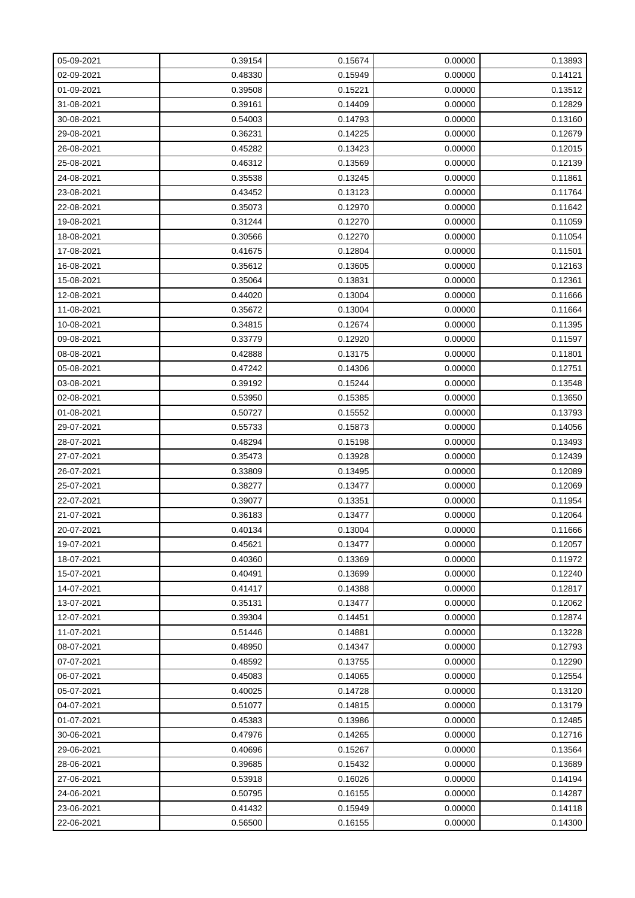| 05-09-2021 | 0.39154 | 0.15674 | 0.00000 | 0.13893 |
|---|---|---|---|---|
| 02-09-2021 | 0.48330 | 0.15949 | 0.00000 | 0.14121 |
| 01-09-2021 | 0.39508 | 0.15221 | 0.00000 | 0.13512 |
| 31-08-2021 | 0.39161 | 0.14409 | 0.00000 | 0.12829 |
| 30-08-2021 | 0.54003 | 0.14793 | 0.00000 | 0.13160 |
| 29-08-2021 | 0.36231 | 0.14225 | 0.00000 | 0.12679 |
| 26-08-2021 | 0.45282 | 0.13423 | 0.00000 | 0.12015 |
| 25-08-2021 | 0.46312 | 0.13569 | 0.00000 | 0.12139 |
| 24-08-2021 | 0.35538 | 0.13245 | 0.00000 | 0.11861 |
| 23-08-2021 | 0.43452 | 0.13123 | 0.00000 | 0.11764 |
| 22-08-2021 | 0.35073 | 0.12970 | 0.00000 | 0.11642 |
| 19-08-2021 | 0.31244 | 0.12270 | 0.00000 | 0.11059 |
| 18-08-2021 | 0.30566 | 0.12270 | 0.00000 | 0.11054 |
| 17-08-2021 | 0.41675 | 0.12804 | 0.00000 | 0.11501 |
| 16-08-2021 | 0.35612 | 0.13605 | 0.00000 | 0.12163 |
| 15-08-2021 | 0.35064 | 0.13831 | 0.00000 | 0.12361 |
| 12-08-2021 | 0.44020 | 0.13004 | 0.00000 | 0.11666 |
| 11-08-2021 | 0.35672 | 0.13004 | 0.00000 | 0.11664 |
| 10-08-2021 | 0.34815 | 0.12674 | 0.00000 | 0.11395 |
| 09-08-2021 | 0.33779 | 0.12920 | 0.00000 | 0.11597 |
| 08-08-2021 | 0.42888 | 0.13175 | 0.00000 | 0.11801 |
| 05-08-2021 | 0.47242 | 0.14306 | 0.00000 | 0.12751 |
| 03-08-2021 | 0.39192 | 0.15244 | 0.00000 | 0.13548 |
| 02-08-2021 | 0.53950 | 0.15385 | 0.00000 | 0.13650 |
| 01-08-2021 | 0.50727 | 0.15552 | 0.00000 | 0.13793 |
| 29-07-2021 | 0.55733 | 0.15873 | 0.00000 | 0.14056 |
| 28-07-2021 | 0.48294 | 0.15198 | 0.00000 | 0.13493 |
| 27-07-2021 | 0.35473 | 0.13928 | 0.00000 | 0.12439 |
| 26-07-2021 | 0.33809 | 0.13495 | 0.00000 | 0.12089 |
| 25-07-2021 | 0.38277 | 0.13477 | 0.00000 | 0.12069 |
| 22-07-2021 | 0.39077 | 0.13351 | 0.00000 | 0.11954 |
| 21-07-2021 | 0.36183 | 0.13477 | 0.00000 | 0.12064 |
| 20-07-2021 | 0.40134 | 0.13004 | 0.00000 | 0.11666 |
| 19-07-2021 | 0.45621 | 0.13477 | 0.00000 | 0.12057 |
| 18-07-2021 | 0.40360 | 0.13369 | 0.00000 | 0.11972 |
| 15-07-2021 | 0.40491 | 0.13699 | 0.00000 | 0.12240 |
| 14-07-2021 | 0.41417 | 0.14388 | 0.00000 | 0.12817 |
| 13-07-2021 | 0.35131 | 0.13477 | 0.00000 | 0.12062 |
| 12-07-2021 | 0.39304 | 0.14451 | 0.00000 | 0.12874 |
| 11-07-2021 | 0.51446 | 0.14881 | 0.00000 | 0.13228 |
| 08-07-2021 | 0.48950 | 0.14347 | 0.00000 | 0.12793 |
| 07-07-2021 | 0.48592 | 0.13755 | 0.00000 | 0.12290 |
| 06-07-2021 | 0.45083 | 0.14065 | 0.00000 | 0.12554 |
| 05-07-2021 | 0.40025 | 0.14728 | 0.00000 | 0.13120 |
| 04-07-2021 | 0.51077 | 0.14815 | 0.00000 | 0.13179 |
| 01-07-2021 | 0.45383 | 0.13986 | 0.00000 | 0.12485 |
| 30-06-2021 | 0.47976 | 0.14265 | 0.00000 | 0.12716 |
| 29-06-2021 | 0.40696 | 0.15267 | 0.00000 | 0.13564 |
| 28-06-2021 | 0.39685 | 0.15432 | 0.00000 | 0.13689 |
| 27-06-2021 | 0.53918 | 0.16026 | 0.00000 | 0.14194 |
| 24-06-2021 | 0.50795 | 0.16155 | 0.00000 | 0.14287 |
| 23-06-2021 | 0.41432 | 0.15949 | 0.00000 | 0.14118 |
| 22-06-2021 | 0.56500 | 0.16155 | 0.00000 | 0.14300 |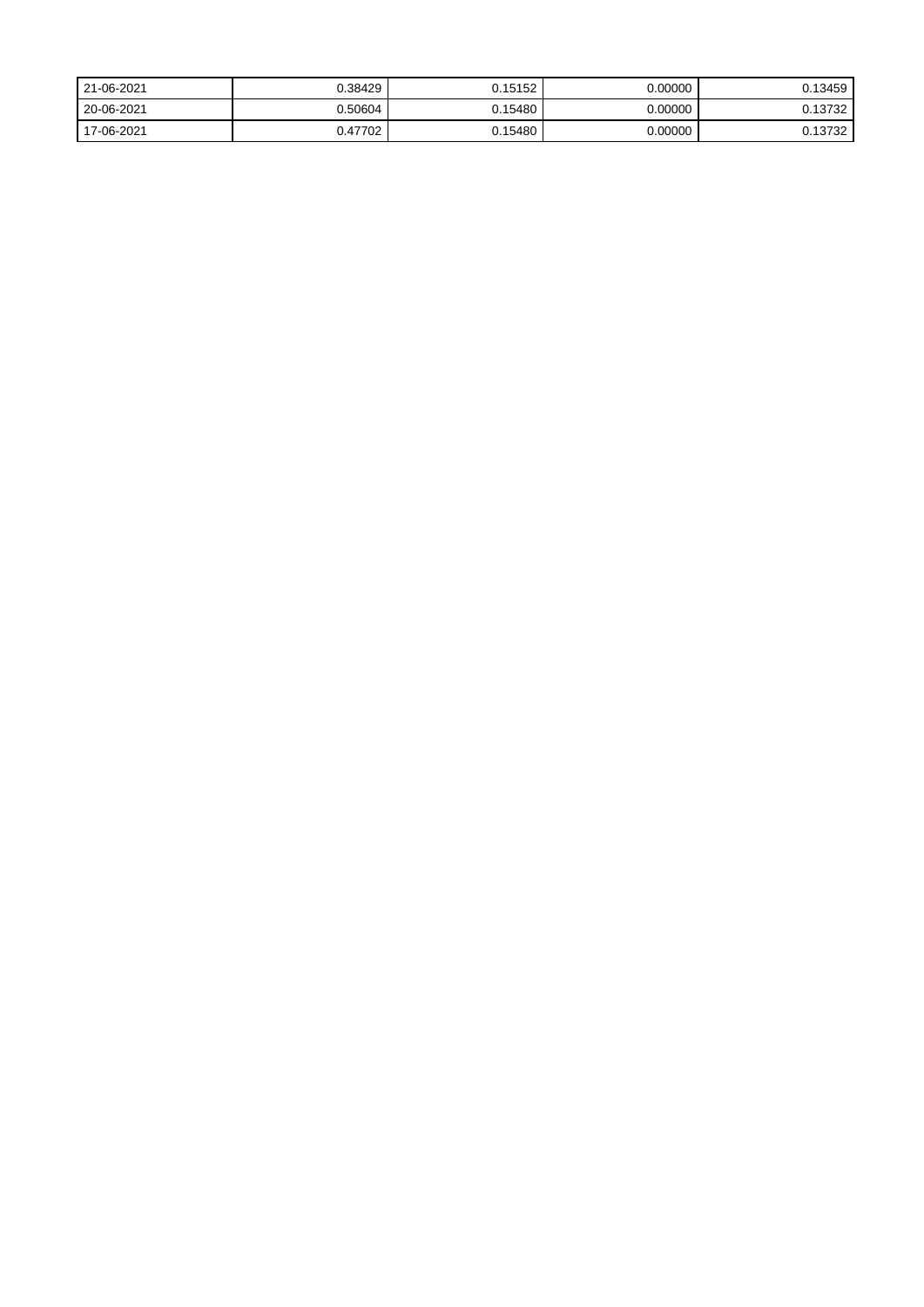| | | | | |
|---|---|---|---|---|
| 21-06-2021 | 0.38429 | 0.15152 | 0.00000 | 0.13459 |
| 20-06-2021 | 0.50604 | 0.15480 | 0.00000 | 0.13732 |
| 17-06-2021 | 0.47702 | 0.15480 | 0.00000 | 0.13732 |